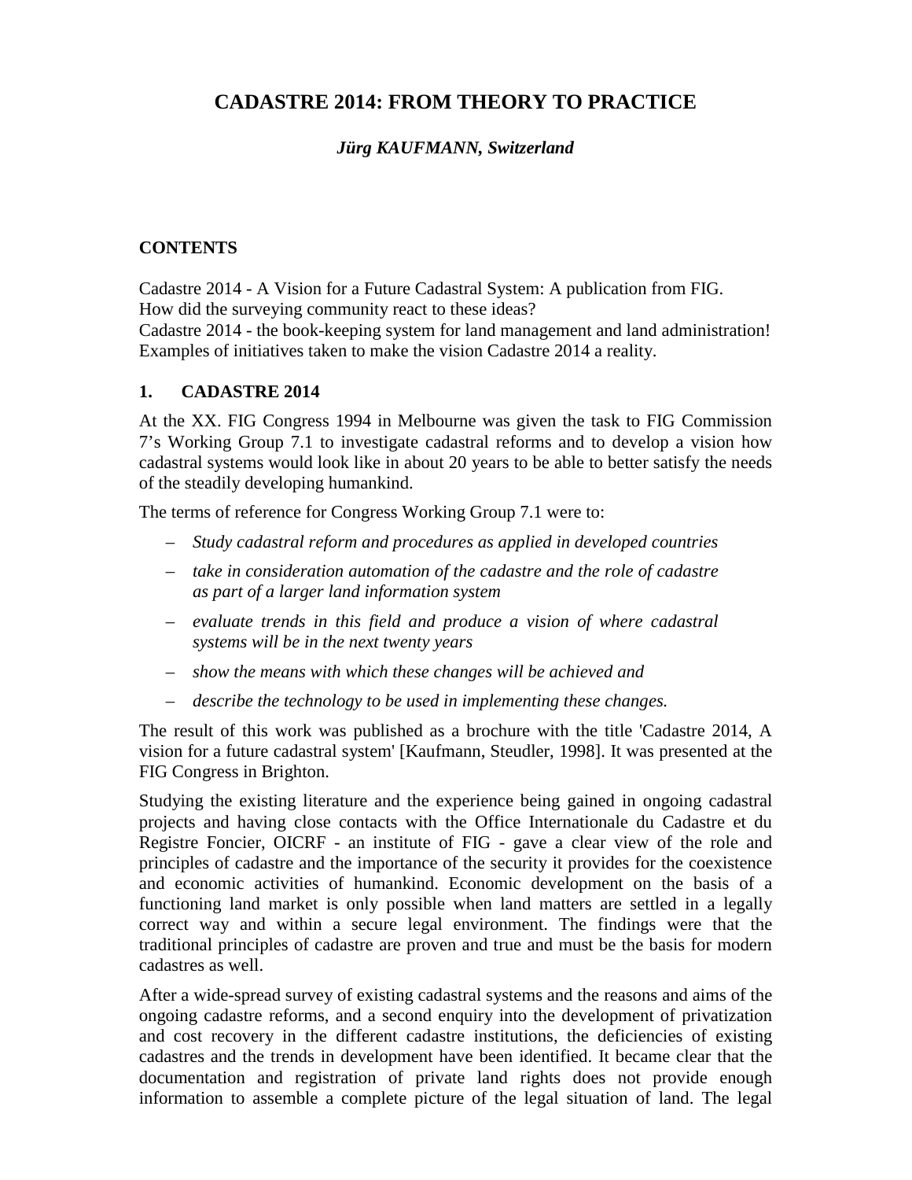# CADASTRE 2014: FROM THEORY TO PRACTICE

***Jürg KAUFMANN, Switzerland***

## CONTENTS

Cadastre 2014 - A Vision for a Future Cadastral System: A publication from FIG.
How did the surveying community react to these ideas?
Cadastre 2014 - the book-keeping system for land management and land administration!
Examples of initiatives taken to make the vision Cadastre 2014 a reality.

## 1. CADASTRE 2014

At the XX. FIG Congress 1994 in Melbourne was given the task to FIG Commission 7's Working Group 7.1 to investigate cadastral reforms and to develop a vision how cadastral systems would look like in about 20 years to be able to better satisfy the needs of the steadily developing humankind.

The terms of reference for Congress Working Group 7.1 were to:

- *Study cadastral reform and procedures as applied in developed countries*
- *take in consideration automation of the cadastre and the role of cadastre as part of a larger land information system*
- *evaluate trends in this field and produce a vision of where cadastral systems will be in the next twenty years*
- *show the means with which these changes will be achieved and*
- *describe the technology to be used in implementing these changes.*

The result of this work was published as a brochure with the title 'Cadastre 2014, A vision for a future cadastral system' [Kaufmann, Steudler, 1998]. It was presented at the FIG Congress in Brighton.

Studying the existing literature and the experience being gained in ongoing cadastral projects and having close contacts with the Office Internationale du Cadastre et du Registre Foncier, OICRF - an institute of FIG - gave a clear view of the role and principles of cadastre and the importance of the security it provides for the coexistence and economic activities of humankind. Economic development on the basis of a functioning land market is only possible when land matters are settled in a legally correct way and within a secure legal environment. The findings were that the traditional principles of cadastre are proven and true and must be the basis for modern cadastres as well.

After a wide-spread survey of existing cadastral systems and the reasons and aims of the ongoing cadastre reforms, and a second enquiry into the development of privatization and cost recovery in the different cadastre institutions, the deficiencies of existing cadastres and the trends in development have been identified. It became clear that the documentation and registration of private land rights does not provide enough information to assemble a complete picture of the legal situation of land. The legal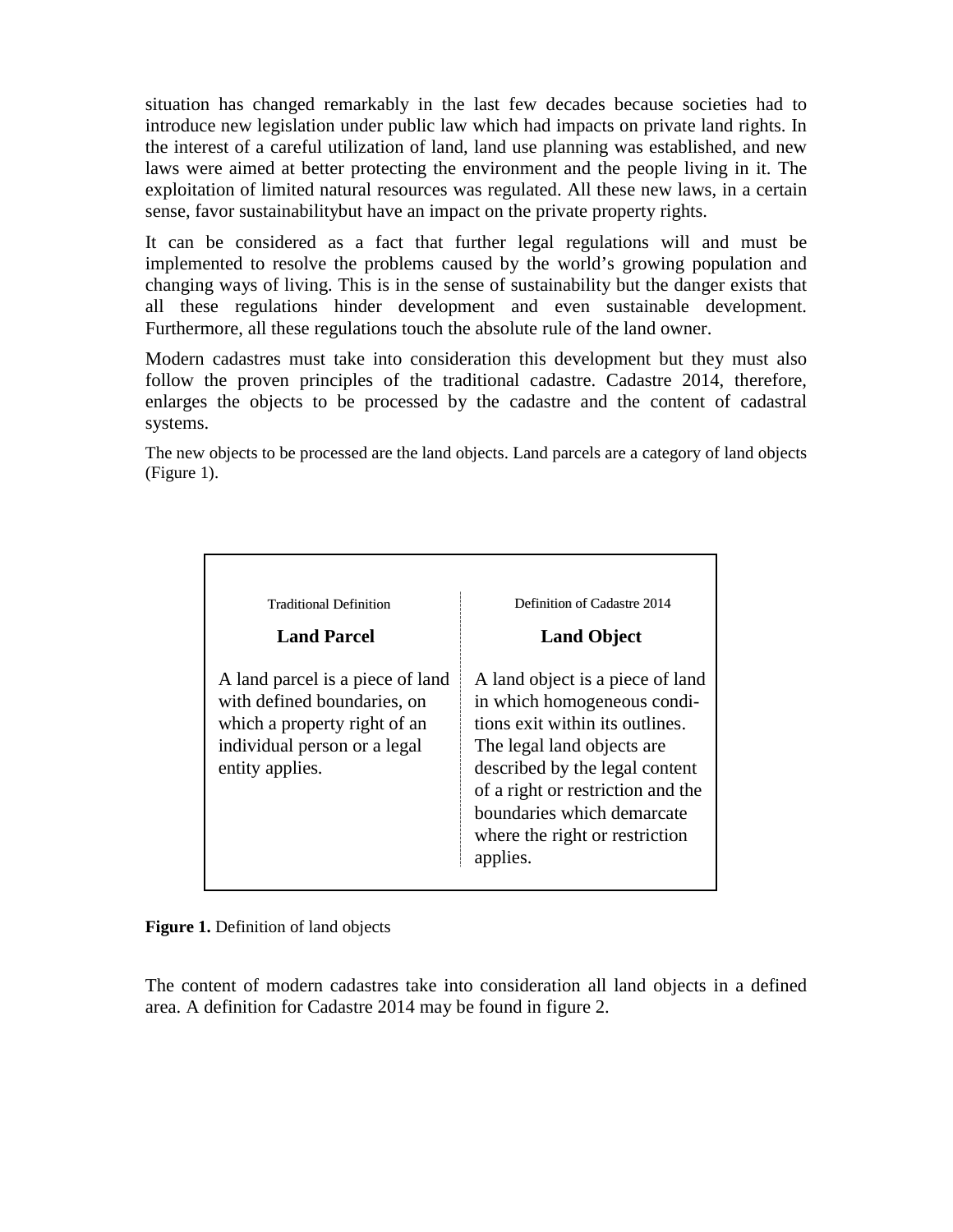situation has changed remarkably in the last few decades because societies had to introduce new legislation under public law which had impacts on private land rights. In the interest of a careful utilization of land, land use planning was established, and new laws were aimed at better protecting the environment and the people living in it. The exploitation of limited natural resources was regulated. All these new laws, in a certain sense, favor sustainabilitybut have an impact on the private property rights.

It can be considered as a fact that further legal regulations will and must be implemented to resolve the problems caused by the world's growing population and changing ways of living. This is in the sense of sustainability but the danger exists that all these regulations hinder development and even sustainable development. Furthermore, all these regulations touch the absolute rule of the land owner.

Modern cadastres must take into consideration this development but they must also follow the proven principles of the traditional cadastre. Cadastre 2014, therefore, enlarges the objects to be processed by the cadastre and the content of cadastral systems.

The new objects to be processed are the land objects. Land parcels are a category of land objects (Figure 1).

| Traditional Definition | Definition of Cadastre 2014 |
|---|---|
| **Land Parcel** | **Land Object** |
| A land parcel is a piece of land with defined boundaries, on which a property right of an individual person or a legal entity applies. | A land object is a piece of land in which homogeneous conditions exit within its outlines. The legal land objects are described by the legal content of a right or restriction and the boundaries which demarcate where the right or restriction applies. |

**Figure 1.** Definition of land objects

The content of modern cadastres take into consideration all land objects in a defined area. A definition for Cadastre 2014 may be found in figure 2.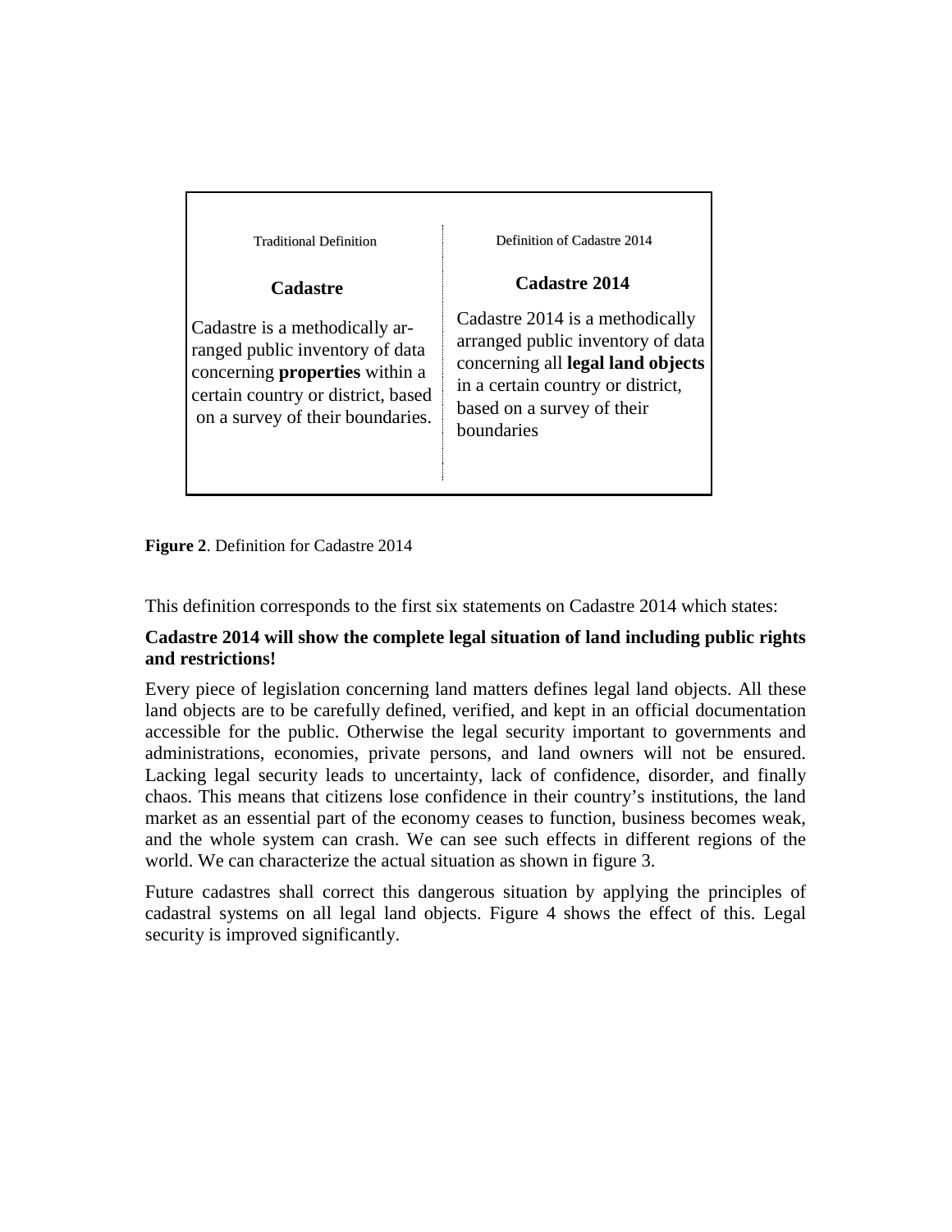| Traditional Definition | Definition of Cadastre 2014 |
|---|---|
| **Cadastre** | **Cadastre 2014** |
| Cadastre is a methodically arranged public inventory of data concerning **properties** within a certain country or district, based on a survey of their boundaries. | Cadastre 2014 is a methodically arranged public inventory of data concerning all **legal land objects** in a certain country or district, based on a survey of their boundaries |

**Figure 2**. Definition for Cadastre 2014

This definition corresponds to the first six statements on Cadastre 2014 which states:

**Cadastre 2014 will show the complete legal situation of land including public rights and restrictions!**

Every piece of legislation concerning land matters defines legal land objects. All these land objects are to be carefully defined, verified, and kept in an official documentation accessible for the public. Otherwise the legal security important to governments and administrations, economies, private persons, and land owners will not be ensured. Lacking legal security leads to uncertainty, lack of confidence, disorder, and finally chaos. This means that citizens lose confidence in their country's institutions, the land market as an essential part of the economy ceases to function, business becomes weak, and the whole system can crash. We can see such effects in different regions of the world. We can characterize the actual situation as shown in figure 3.

Future cadastres shall correct this dangerous situation by applying the principles of cadastral systems on all legal land objects. Figure 4 shows the effect of this. Legal security is improved significantly.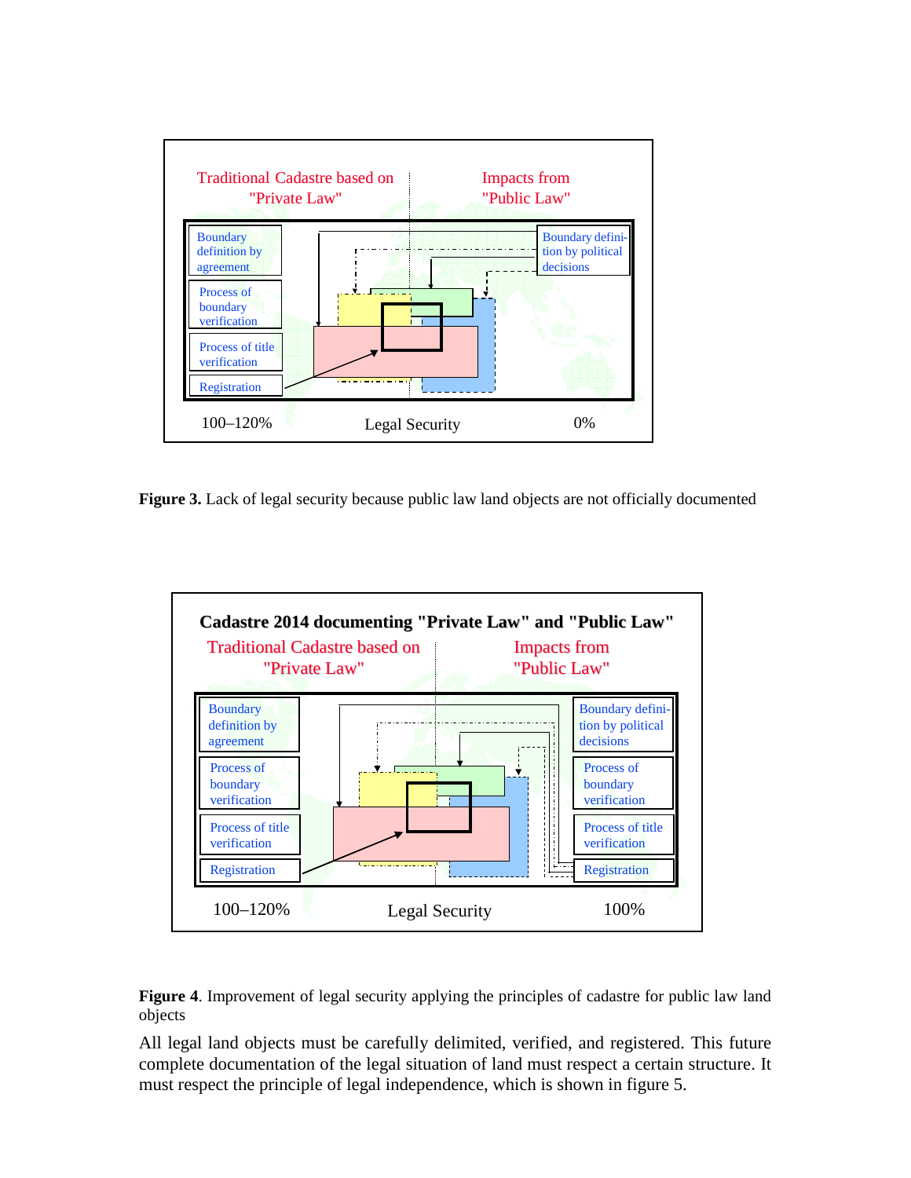Traditional Cadastre based on "Private Law"

Impacts from "Public Law"

Boundary definition by agreement

Process of boundary verification

Process of title verification

Registration

Boundary definition by political decisions

100–120% Legal Security 0%

**Figure 3.** Lack of legal security because public law land objects are not officially documented

**Cadastre 2014 documenting "Private Law" and "Public Law"**

Traditional Cadastre based on "Private Law"

Impacts from "Public Law"

Boundary definition by agreement

Process of boundary verification

Process of title verification

Registration

Boundary definition by political decisions

Process of boundary verification

Process of title verification

Registration

100–120% Legal Security 100%

**Figure 4**. Improvement of legal security applying the principles of cadastre for public law land objects

All legal land objects must be carefully delimited, verified, and registered. This future complete documentation of the legal situation of land must respect a certain structure. It must respect the principle of legal independence, which is shown in figure 5.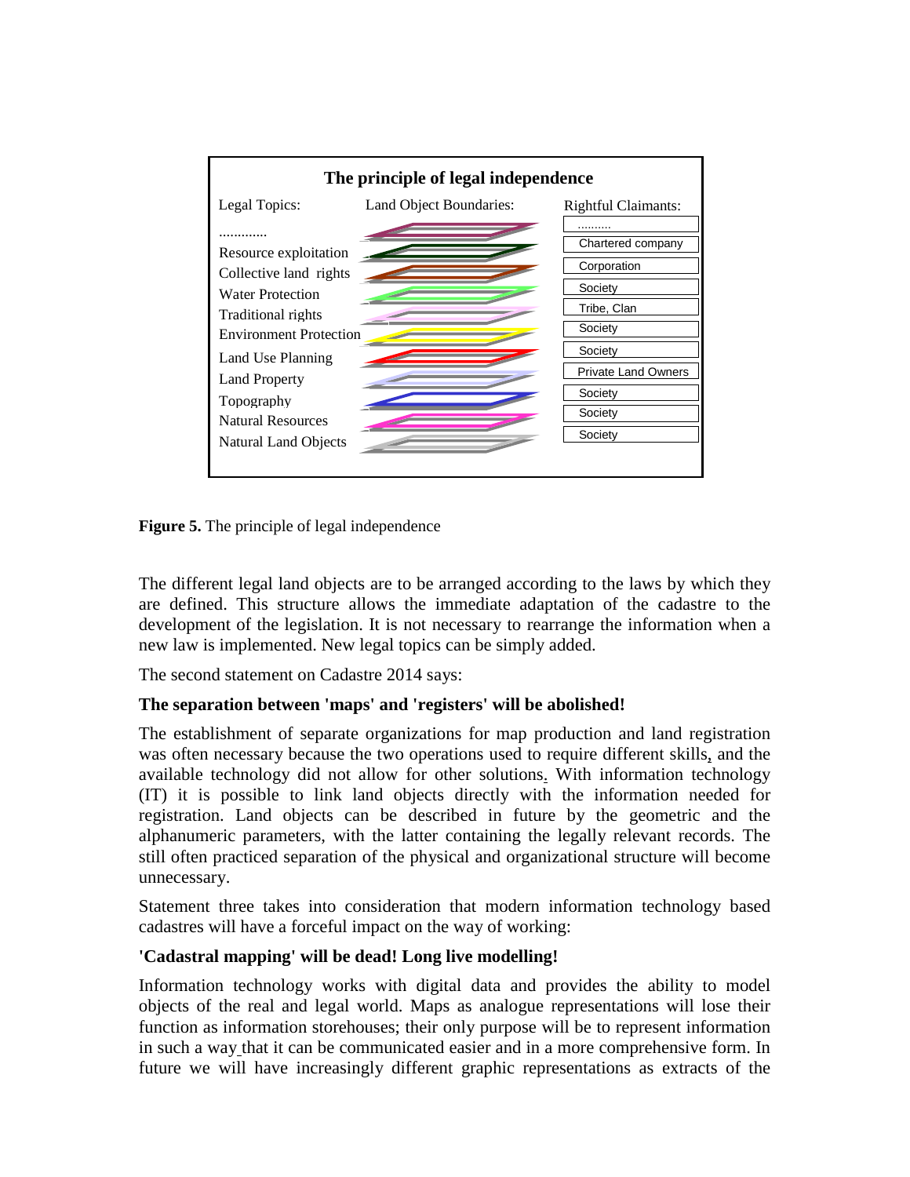**The principle of legal independence**

| Legal Topics: | Land Object Boundaries: | Rightful Claimants: |
|---|---|---|
| ............ | | .......... |
| Resource exploitation | | Chartered company |
| Collective land rights | | Corporation |
| Water Protection | | Society |
| Traditional rights | | Tribe, Clan |
| Environment Protection | | Society |
| Land Use Planning | | Society |
| Land Property | | Private Land Owners |
| Topography | | Society |
| Natural Resources | | Society |
| Natural Land Objects | | Society |

**Figure 5.** The principle of legal independence

The different legal land objects are to be arranged according to the laws by which they are defined. This structure allows the immediate adaptation of the cadastre to the development of the legislation. It is not necessary to rearrange the information when a new law is implemented. New legal topics can be simply added.

The second statement on Cadastre 2014 says:

**The separation between 'maps' and 'registers' will be abolished!**

The establishment of separate organizations for map production and land registration was often necessary because the two operations used to require different skills, and the available technology did not allow for other solutions. With information technology (IT) it is possible to link land objects directly with the information needed for registration. Land objects can be described in future by the geometric and the alphanumeric parameters, with the latter containing the legally relevant records. The still often practiced separation of the physical and organizational structure will become unnecessary.

Statement three takes into consideration that modern information technology based cadastres will have a forceful impact on the way of working:

**'Cadastral mapping' will be dead! Long live modelling!**

Information technology works with digital data and provides the ability to model objects of the real and legal world. Maps as analogue representations will lose their function as information storehouses; their only purpose will be to represent information in such a way that it can be communicated easier and in a more comprehensive form. In future we will have increasingly different graphic representations as extracts of the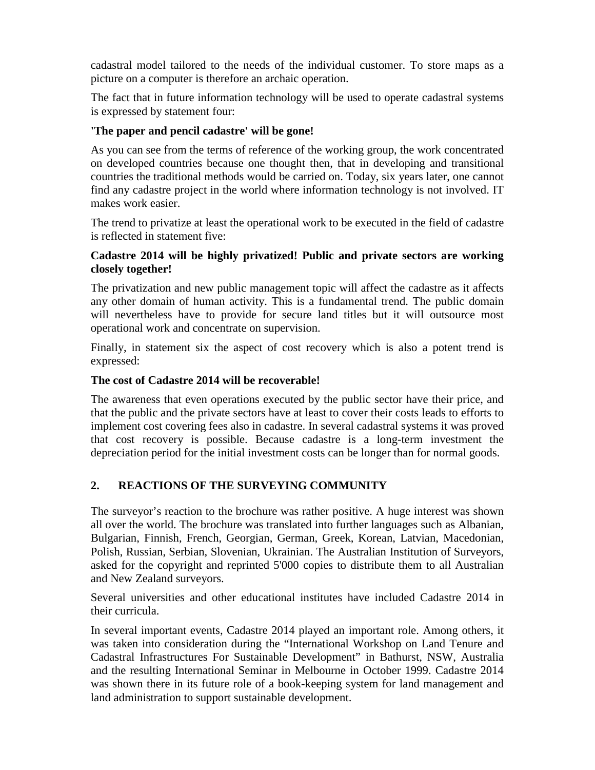cadastral model tailored to the needs of the individual customer. To store maps as a picture on a computer is therefore an archaic operation.

The fact that in future information technology will be used to operate cadastral systems is expressed by statement four:

**'The paper and pencil cadastre' will be gone!**

As you can see from the terms of reference of the working group, the work concentrated on developed countries because one thought then, that in developing and transitional countries the traditional methods would be carried on. Today, six years later, one cannot find any cadastre project in the world where information technology is not involved. IT makes work easier.

The trend to privatize at least the operational work to be executed in the field of cadastre is reflected in statement five:

**Cadastre 2014 will be highly privatized! Public and private sectors are working closely together!**

The privatization and new public management topic will affect the cadastre as it affects any other domain of human activity. This is a fundamental trend. The public domain will nevertheless have to provide for secure land titles but it will outsource most operational work and concentrate on supervision.

Finally, in statement six the aspect of cost recovery which is also a potent trend is expressed:

**The cost of Cadastre 2014 will be recoverable!**

The awareness that even operations executed by the public sector have their price, and that the public and the private sectors have at least to cover their costs leads to efforts to implement cost covering fees also in cadastre. In several cadastral systems it was proved that cost recovery is possible. Because cadastre is a long-term investment the depreciation period for the initial investment costs can be longer than for normal goods.

## 2. REACTIONS OF THE SURVEYING COMMUNITY

The surveyor's reaction to the brochure was rather positive. A huge interest was shown all over the world. The brochure was translated into further languages such as Albanian, Bulgarian, Finnish, French, Georgian, German, Greek, Korean, Latvian, Macedonian, Polish, Russian, Serbian, Slovenian, Ukrainian. The Australian Institution of Surveyors, asked for the copyright and reprinted 5'000 copies to distribute them to all Australian and New Zealand surveyors.

Several universities and other educational institutes have included Cadastre 2014 in their curricula.

In several important events, Cadastre 2014 played an important role. Among others, it was taken into consideration during the "International Workshop on Land Tenure and Cadastral Infrastructures For Sustainable Development" in Bathurst, NSW, Australia and the resulting International Seminar in Melbourne in October 1999. Cadastre 2014 was shown there in its future role of a book-keeping system for land management and land administration to support sustainable development.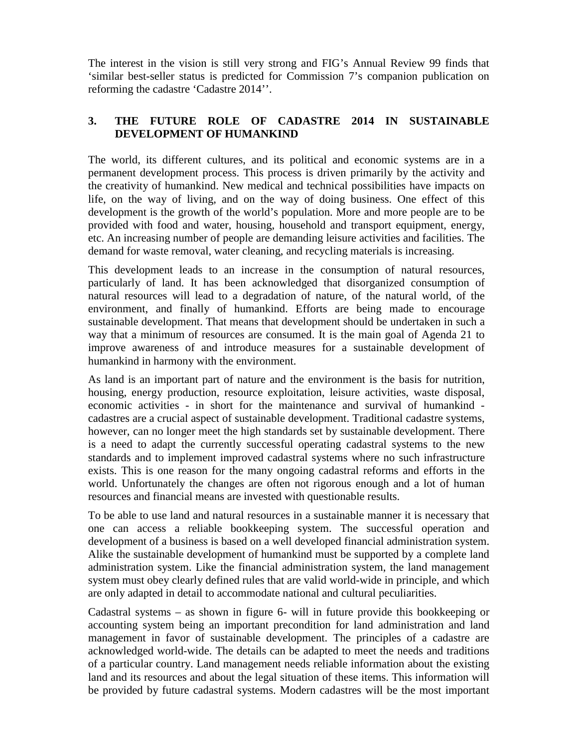The interest in the vision is still very strong and FIG's Annual Review 99 finds that 'similar best-seller status is predicted for Commission 7's companion publication on reforming the cadastre 'Cadastre 2014''.

## 3. THE FUTURE ROLE OF CADASTRE 2014 IN SUSTAINABLE DEVELOPMENT OF HUMANKIND

The world, its different cultures, and its political and economic systems are in a permanent development process. This process is driven primarily by the activity and the creativity of humankind. New medical and technical possibilities have impacts on life, on the way of living, and on the way of doing business. One effect of this development is the growth of the world's population. More and more people are to be provided with food and water, housing, household and transport equipment, energy, etc. An increasing number of people are demanding leisure activities and facilities. The demand for waste removal, water cleaning, and recycling materials is increasing.

This development leads to an increase in the consumption of natural resources, particularly of land. It has been acknowledged that disorganized consumption of natural resources will lead to a degradation of nature, of the natural world, of the environment, and finally of humankind. Efforts are being made to encourage sustainable development. That means that development should be undertaken in such a way that a minimum of resources are consumed. It is the main goal of Agenda 21 to improve awareness of and introduce measures for a sustainable development of humankind in harmony with the environment.

As land is an important part of nature and the environment is the basis for nutrition, housing, energy production, resource exploitation, leisure activities, waste disposal, economic activities - in short for the maintenance and survival of humankind - cadastres are a crucial aspect of sustainable development. Traditional cadastre systems, however, can no longer meet the high standards set by sustainable development. There is a need to adapt the currently successful operating cadastral systems to the new standards and to implement improved cadastral systems where no such infrastructure exists. This is one reason for the many ongoing cadastral reforms and efforts in the world. Unfortunately the changes are often not rigorous enough and a lot of human resources and financial means are invested with questionable results.

To be able to use land and natural resources in a sustainable manner it is necessary that one can access a reliable bookkeeping system. The successful operation and development of a business is based on a well developed financial administration system. Alike the sustainable development of humankind must be supported by a complete land administration system. Like the financial administration system, the land management system must obey clearly defined rules that are valid world-wide in principle, and which are only adapted in detail to accommodate national and cultural peculiarities.

Cadastral systems – as shown in figure 6- will in future provide this bookkeeping or accounting system being an important precondition for land administration and land management in favor of sustainable development. The principles of a cadastre are acknowledged world-wide. The details can be adapted to meet the needs and traditions of a particular country. Land management needs reliable information about the existing land and its resources and about the legal situation of these items. This information will be provided by future cadastral systems. Modern cadastres will be the most important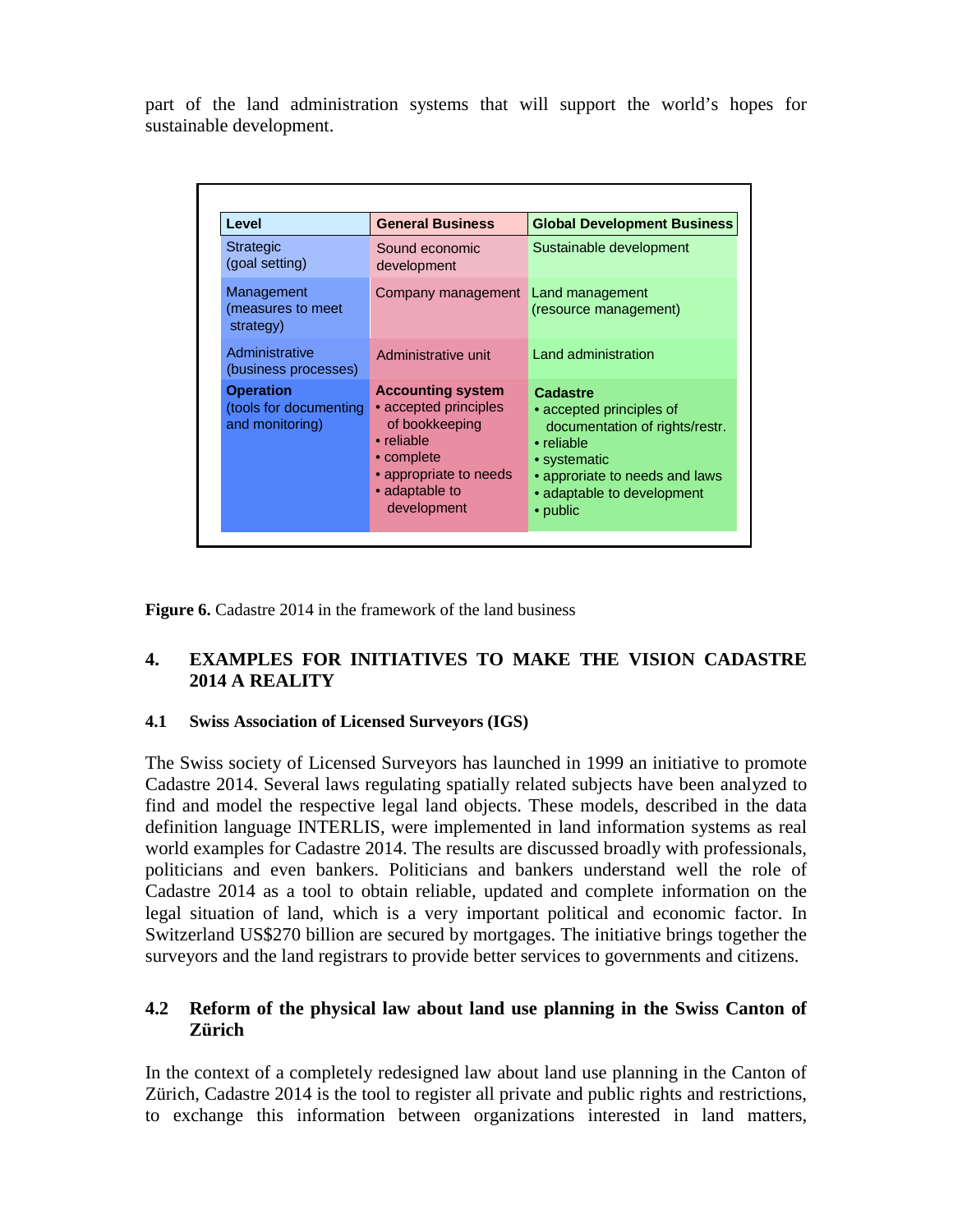part of the land administration systems that will support the world's hopes for sustainable development.

| Level | General Business | Global Development Business |
| --- | --- | --- |
| Strategic (goal setting) | Sound economic development | Sustainable development |
| Management (measures to meet strategy) | Company management | Land management (resource management) |
| Administrative (business processes) | Administrative unit | Land administration |
| **Operation** (tools for documenting and monitoring) | **Accounting system** • accepted principles of bookkeeping • reliable • complete • appropriate to needs • adaptable to development | **Cadastre** • accepted principles of documentation of rights/restr. • reliable • systematic • approriate to needs and laws • adaptable to development • public |

**Figure 6.** Cadastre 2014 in the framework of the land business

## 4. EXAMPLES FOR INITIATIVES TO MAKE THE VISION CADASTRE 2014 A REALITY

### 4.1 Swiss Association of Licensed Surveyors (IGS)

The Swiss society of Licensed Surveyors has launched in 1999 an initiative to promote Cadastre 2014. Several laws regulating spatially related subjects have been analyzed to find and model the respective legal land objects. These models, described in the data definition language INTERLIS, were implemented in land information systems as real world examples for Cadastre 2014. The results are discussed broadly with professionals, politicians and even bankers. Politicians and bankers understand well the role of Cadastre 2014 as a tool to obtain reliable, updated and complete information on the legal situation of land, which is a very important political and economic factor. In Switzerland US$270 billion are secured by mortgages. The initiative brings together the surveyors and the land registrars to provide better services to governments and citizens.

### 4.2 Reform of the physical law about land use planning in the Swiss Canton of Zürich

In the context of a completely redesigned law about land use planning in the Canton of Zürich, Cadastre 2014 is the tool to register all private and public rights and restrictions, to exchange this information between organizations interested in land matters,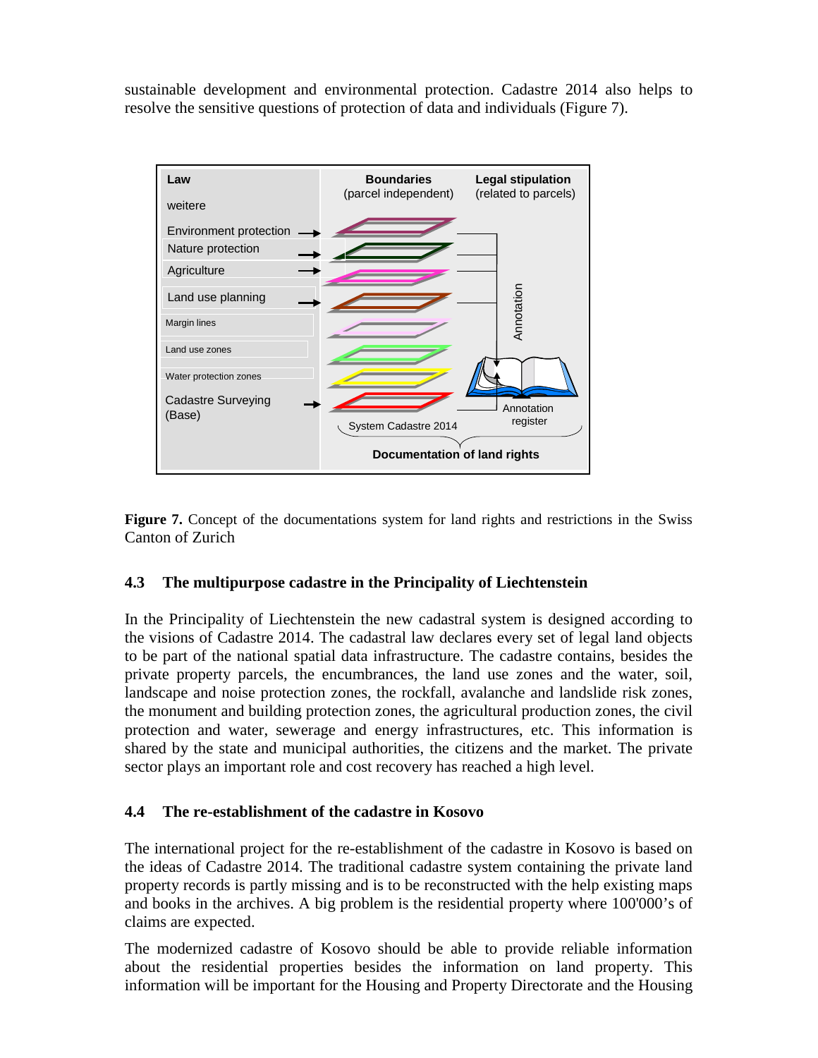sustainable development and environmental protection. Cadastre 2014 also helps to resolve the sensitive questions of protection of data and individuals (Figure 7).

**Figure 7.** Concept of the documentations system for land rights and restrictions in the Swiss Canton of Zurich

### 4.3 The multipurpose cadastre in the Principality of Liechtenstein

In the Principality of Liechtenstein the new cadastral system is designed according to the visions of Cadastre 2014. The cadastral law declares every set of legal land objects to be part of the national spatial data infrastructure. The cadastre contains, besides the private property parcels, the encumbrances, the land use zones and the water, soil, landscape and noise protection zones, the rockfall, avalanche and landslide risk zones, the monument and building protection zones, the agricultural production zones, the civil protection and water, sewerage and energy infrastructures, etc. This information is shared by the state and municipal authorities, the citizens and the market. The private sector plays an important role and cost recovery has reached a high level.

### 4.4 The re-establishment of the cadastre in Kosovo

The international project for the re-establishment of the cadastre in Kosovo is based on the ideas of Cadastre 2014. The traditional cadastre system containing the private land property records is partly missing and is to be reconstructed with the help existing maps and books in the archives. A big problem is the residential property where 100'000's of claims are expected.

The modernized cadastre of Kosovo should be able to provide reliable information about the residential properties besides the information on land property. This information will be important for the Housing and Property Directorate and the Housing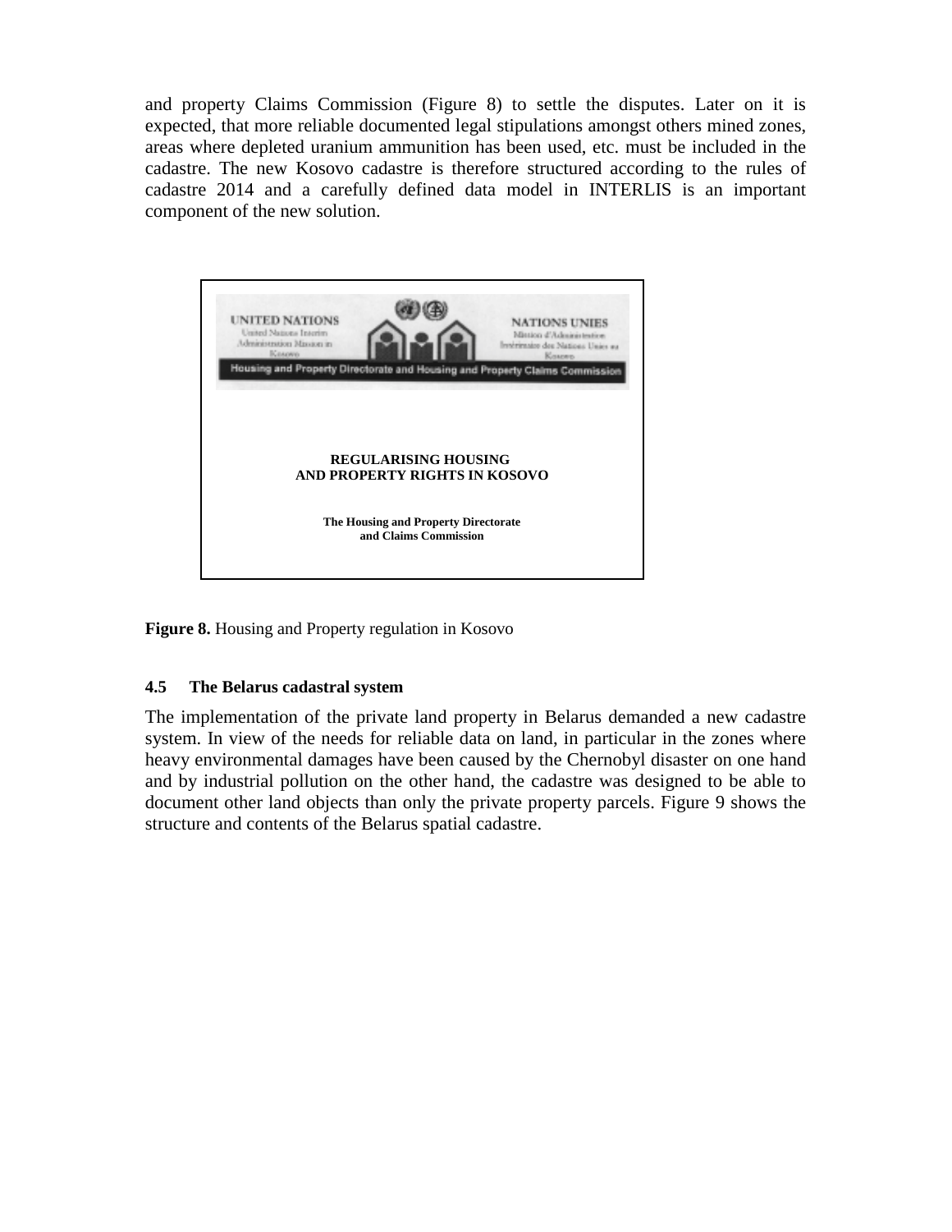and property Claims Commission (Figure 8) to settle the disputes. Later on it is expected, that more reliable documented legal stipulations amongst others mined zones, areas where depleted uranium ammunition has been used, etc. must be included in the cadastre. The new Kosovo cadastre is therefore structured according to the rules of cadastre 2014 and a carefully defined data model in INTERLIS is an important component of the new solution.

UNITED NATIONS
United Nations Interim Administration Mission in Kosovo

NATIONS UNIES
Mission d'Administration Intérimaire des Nations Unies au Kosovo

Housing and Property Directorate and Housing and Property Claims Commission

**REGULARISING HOUSING AND PROPERTY RIGHTS IN KOSOVO**

**The Housing and Property Directorate and Claims Commission**

**Figure 8.** Housing and Property regulation in Kosovo

### 4.5 The Belarus cadastral system

The implementation of the private land property in Belarus demanded a new cadastre system. In view of the needs for reliable data on land, in particular in the zones where heavy environmental damages have been caused by the Chernobyl disaster on one hand and by industrial pollution on the other hand, the cadastre was designed to be able to document other land objects than only the private property parcels. Figure 9 shows the structure and contents of the Belarus spatial cadastre.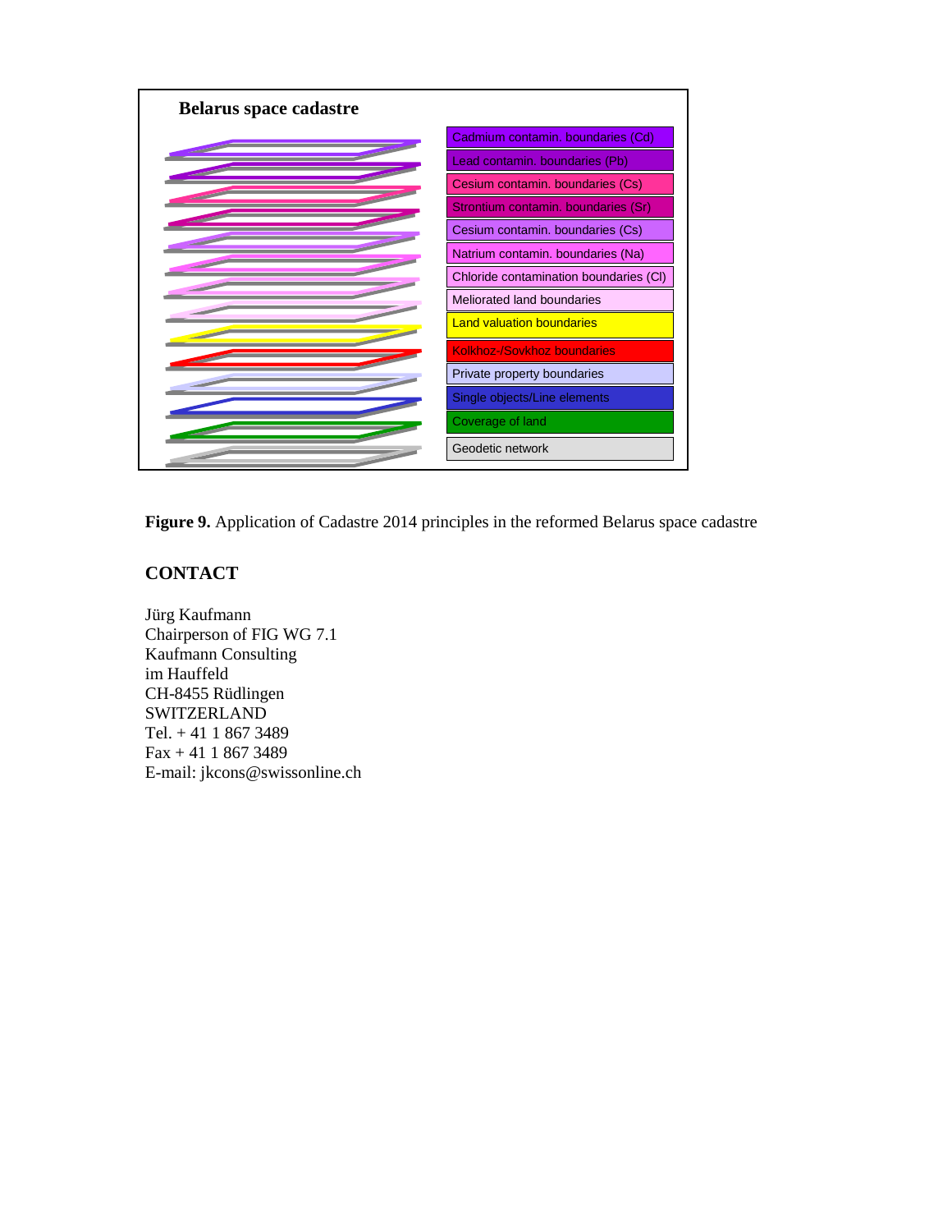**Belarus space cadastre**

- Cadmium contamin. boundaries (Cd)
- Lead contamin. boundaries (Pb)
- Cesium contamin. boundaries (Cs)
- Strontium contamin. boundaries (Sr)
- Cesium contamin. boundaries (Cs)
- Natrium contamin. boundaries (Na)
- Chloride contamination boundaries (Cl)
- Meliorated land boundaries
- Land valuation boundaries
- Kolkhoz-/Sovkhoz boundaries
- Private property boundaries
- Single objects/Line elements
- Coverage of land
- Geodetic network

**Figure 9.** Application of Cadastre 2014 principles in the reformed Belarus space cadastre

## CONTACT

Jürg Kaufmann
Chairperson of FIG WG 7.1
Kaufmann Consulting
im Hauffeld
CH-8455 Rüdlingen
SWITZERLAND
Tel. + 41 1 867 3489
Fax + 41 1 867 3489
E-mail: jkcons@swissonline.ch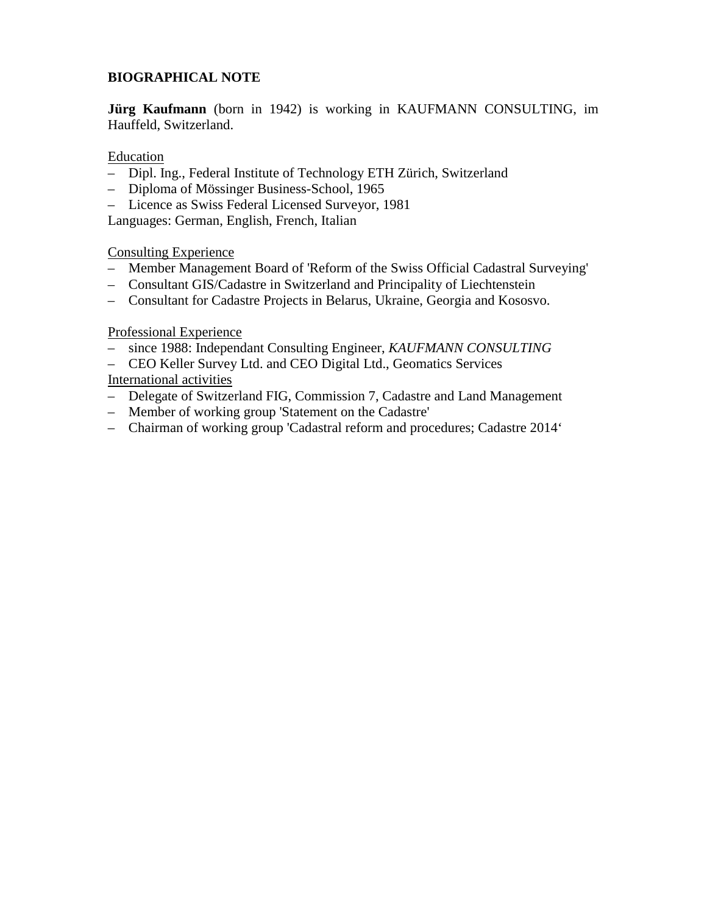**BIOGRAPHICAL NOTE**

**Jürg Kaufmann** (born in 1942) is working in KAUFMANN CONSULTING, im Hauffeld, Switzerland.

Education

- Dipl. Ing., Federal Institute of Technology ETH Zürich, Switzerland
- Diploma of Mössinger Business-School, 1965
- Licence as Swiss Federal Licensed Surveyor, 1981

Languages: German, English, French, Italian

Consulting Experience

- Member Management Board of 'Reform of the Swiss Official Cadastral Surveying'
- Consultant GIS/Cadastre in Switzerland and Principality of Liechtenstein
- Consultant for Cadastre Projects in Belarus, Ukraine, Georgia and Kososvo.

Professional Experience

- since 1988: Independant Consulting Engineer, *KAUFMANN CONSULTING*
- CEO Keller Survey Ltd. and CEO Digital Ltd., Geomatics Services

International activities

- Delegate of Switzerland FIG, Commission 7, Cadastre and Land Management
- Member of working group 'Statement on the Cadastre'
- Chairman of working group 'Cadastral reform and procedures; Cadastre 2014‘